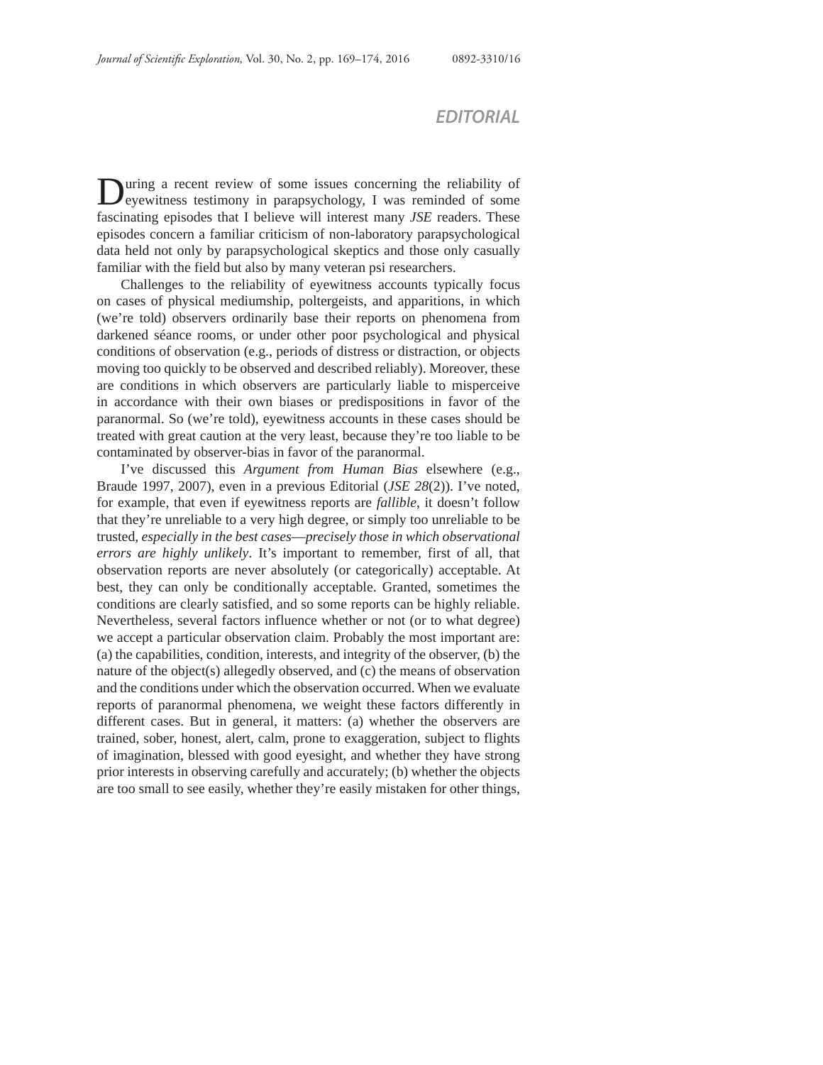# EDITORIAL

During a recent review of some issues concerning the reliability of eyewitness testimony in parapsychology, I was reminded of some fascinating episodes that I believe will interest many *JSE* readers. These episodes concern a familiar criticism of non-laboratory parapsychological data held not only by parapsychological skeptics and those only casually familiar with the field but also by many veteran psi researchers.

Challenges to the reliability of eyewitness accounts typically focus on cases of physical mediumship, poltergeists, and apparitions, in which (we're told) observers ordinarily base their reports on phenomena from darkened séance rooms, or under other poor psychological and physical conditions of observation (e.g., periods of distress or distraction, or objects moving too quickly to be observed and described reliably). Moreover, these are conditions in which observers are particularly liable to misperceive in accordance with their own biases or predispositions in favor of the paranormal. So (we're told), eyewitness accounts in these cases should be treated with great caution at the very least, because they're too liable to be contaminated by observer-bias in favor of the paranormal.

I've discussed this *Argument from Human Bias* elsewhere (e.g., Braude 1997, 2007), even in a previous Editorial (*JSE 28*(2)). I've noted, for example, that even if eyewitness reports are *fallible*, it doesn't follow that they're unreliable to a very high degree, or simply too unreliable to be trusted, *especially in the best cases—precisely those in which observational errors are highly unlikely*. It's important to remember, first of all, that observation reports are never absolutely (or categorically) acceptable. At best, they can only be conditionally acceptable. Granted, sometimes the conditions are clearly satisfied, and so some reports can be highly reliable. Nevertheless, several factors influence whether or not (or to what degree) we accept a particular observation claim. Probably the most important are: (a) the capabilities, condition, interests, and integrity of the observer, (b) the nature of the object(s) allegedly observed, and (c) the means of observation and the conditions under which the observation occurred. When we evaluate reports of paranormal phenomena, we weight these factors differently in different cases. But in general, it matters: (a) whether the observers are trained, sober, honest, alert, calm, prone to exaggeration, subject to flights of imagination, blessed with good eyesight, and whether they have strong prior interests in observing carefully and accurately; (b) whether the objects are too small to see easily, whether they're easily mistaken for other things,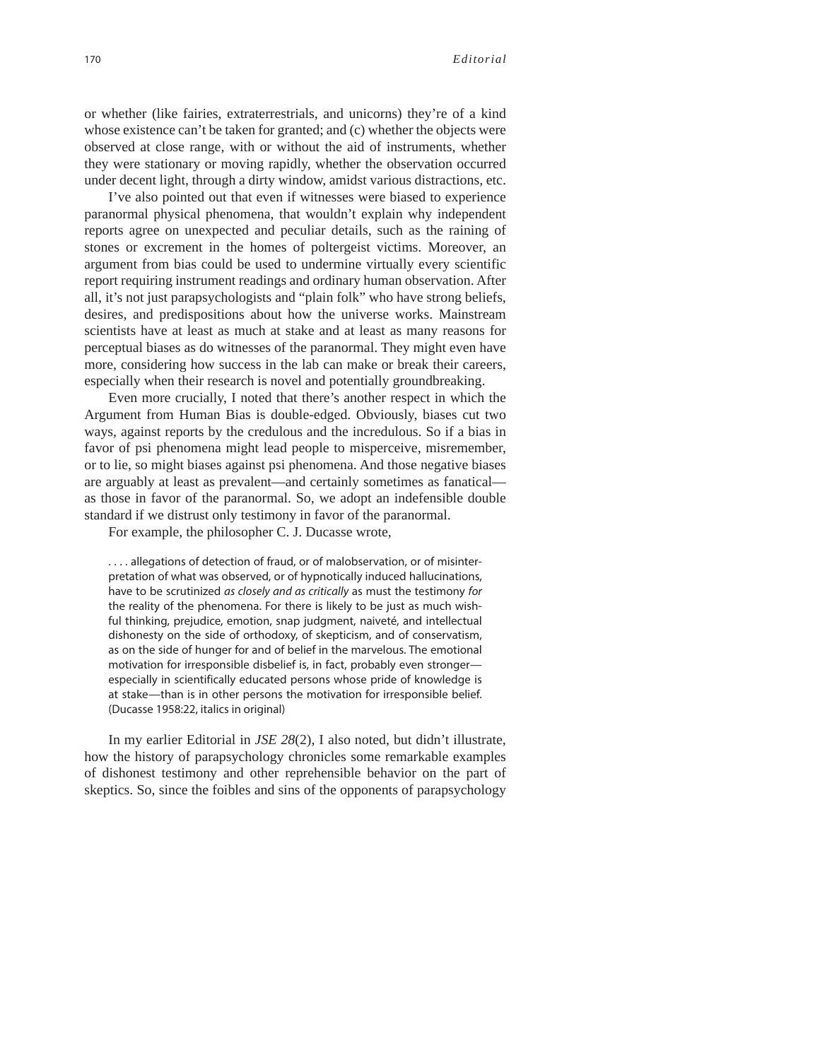or whether (like fairies, extraterrestrials, and unicorns) they're of a kind whose existence can't be taken for granted; and (c) whether the objects were observed at close range, with or without the aid of instruments, whether they were stationary or moving rapidly, whether the observation occurred under decent light, through a dirty window, amidst various distractions, etc.

I've also pointed out that even if witnesses were biased to experience paranormal physical phenomena, that wouldn't explain why independent reports agree on unexpected and peculiar details, such as the raining of stones or excrement in the homes of poltergeist victims. Moreover, an argument from bias could be used to undermine virtually every scientific report requiring instrument readings and ordinary human observation. After all, it's not just parapsychologists and "plain folk" who have strong beliefs, desires, and predispositions about how the universe works. Mainstream scientists have at least as much at stake and at least as many reasons for perceptual biases as do witnesses of the paranormal. They might even have more, considering how success in the lab can make or break their careers, especially when their research is novel and potentially groundbreaking.

Even more crucially, I noted that there's another respect in which the Argument from Human Bias is double-edged. Obviously, biases cut two ways, against reports by the credulous and the incredulous. So if a bias in favor of psi phenomena might lead people to misperceive, misremember, or to lie, so might biases against psi phenomena. And those negative biases are arguably at least as prevalent—and certainly sometimes as fanatical—as those in favor of the paranormal. So, we adopt an indefensible double standard if we distrust only testimony in favor of the paranormal.

For example, the philosopher C. J. Ducasse wrote,

> . . . . allegations of detection of fraud, or of malobservation, or of misinterpretation of what was observed, or of hypnotically induced hallucinations, have to be scrutinized *as closely and as critically* as must the testimony *for* the reality of the phenomena. For there is likely to be just as much wishful thinking, prejudice, emotion, snap judgment, naiveté, and intellectual dishonesty on the side of orthodoxy, of skepticism, and of conservatism, as on the side of hunger for and of belief in the marvelous. The emotional motivation for irresponsible disbelief is, in fact, probably even stronger—especially in scientifically educated persons whose pride of knowledge is at stake—than is in other persons the motivation for irresponsible belief. (Ducasse 1958:22, italics in original)

In my earlier Editorial in *JSE 28*(2), I also noted, but didn't illustrate, how the history of parapsychology chronicles some remarkable examples of dishonest testimony and other reprehensible behavior on the part of skeptics. So, since the foibles and sins of the opponents of parapsychology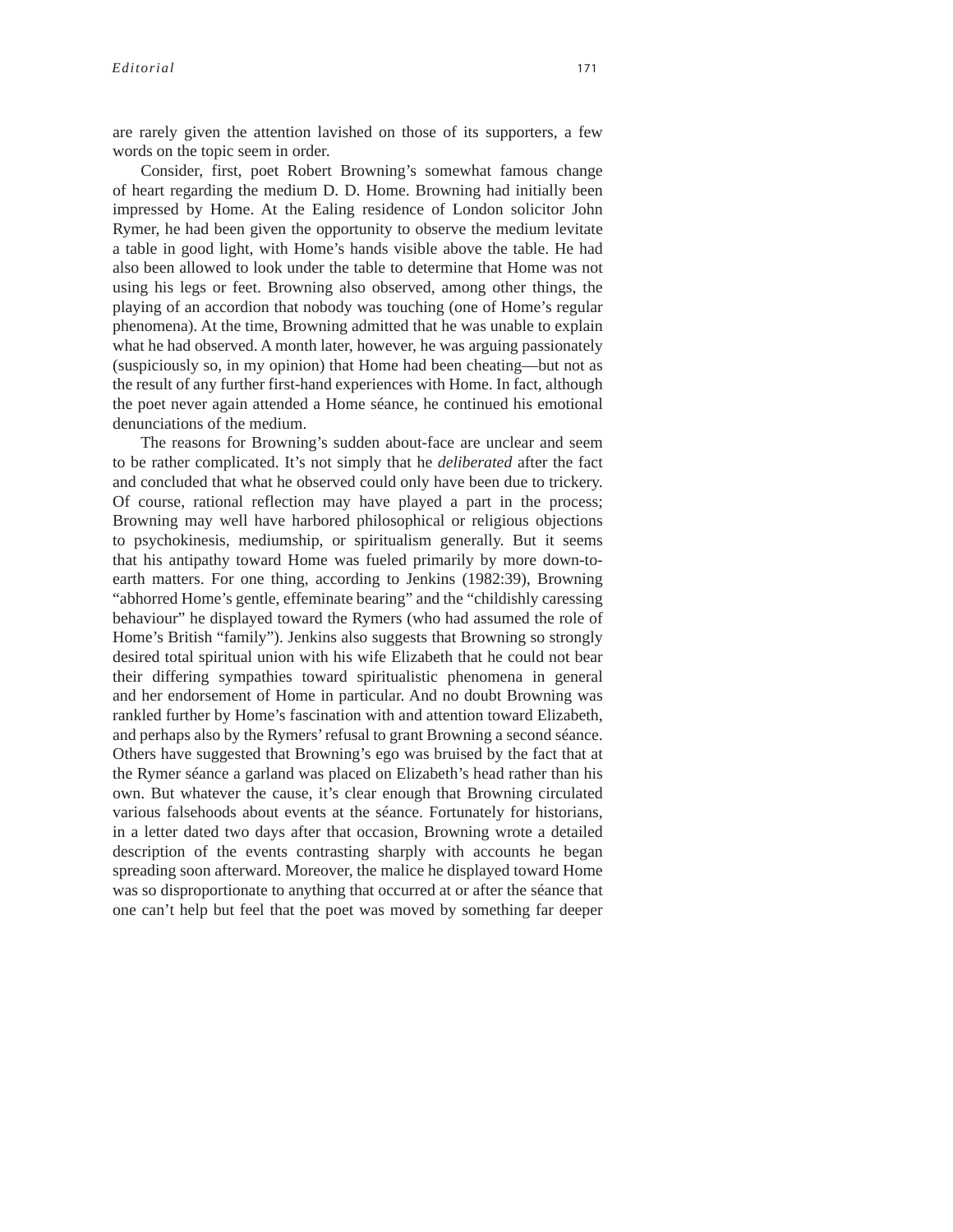are rarely given the attention lavished on those of its supporters, a few words on the topic seem in order.

Consider, first, poet Robert Browning's somewhat famous change of heart regarding the medium D. D. Home. Browning had initially been impressed by Home. At the Ealing residence of London solicitor John Rymer, he had been given the opportunity to observe the medium levitate a table in good light, with Home's hands visible above the table. He had also been allowed to look under the table to determine that Home was not using his legs or feet. Browning also observed, among other things, the playing of an accordion that nobody was touching (one of Home's regular phenomena). At the time, Browning admitted that he was unable to explain what he had observed. A month later, however, he was arguing passionately (suspiciously so, in my opinion) that Home had been cheating—but not as the result of any further first-hand experiences with Home. In fact, although the poet never again attended a Home séance, he continued his emotional denunciations of the medium.

The reasons for Browning's sudden about-face are unclear and seem to be rather complicated. It's not simply that he *deliberated* after the fact and concluded that what he observed could only have been due to trickery. Of course, rational reflection may have played a part in the process; Browning may well have harbored philosophical or religious objections to psychokinesis, mediumship, or spiritualism generally. But it seems that his antipathy toward Home was fueled primarily by more down-to-earth matters. For one thing, according to Jenkins (1982:39), Browning "abhorred Home's gentle, effeminate bearing" and the "childishly caressing behaviour" he displayed toward the Rymers (who had assumed the role of Home's British "family"). Jenkins also suggests that Browning so strongly desired total spiritual union with his wife Elizabeth that he could not bear their differing sympathies toward spiritualistic phenomena in general and her endorsement of Home in particular. And no doubt Browning was rankled further by Home's fascination with and attention toward Elizabeth, and perhaps also by the Rymers' refusal to grant Browning a second séance. Others have suggested that Browning's ego was bruised by the fact that at the Rymer séance a garland was placed on Elizabeth's head rather than his own. But whatever the cause, it's clear enough that Browning circulated various falsehoods about events at the séance. Fortunately for historians, in a letter dated two days after that occasion, Browning wrote a detailed description of the events contrasting sharply with accounts he began spreading soon afterward. Moreover, the malice he displayed toward Home was so disproportionate to anything that occurred at or after the séance that one can't help but feel that the poet was moved by something far deeper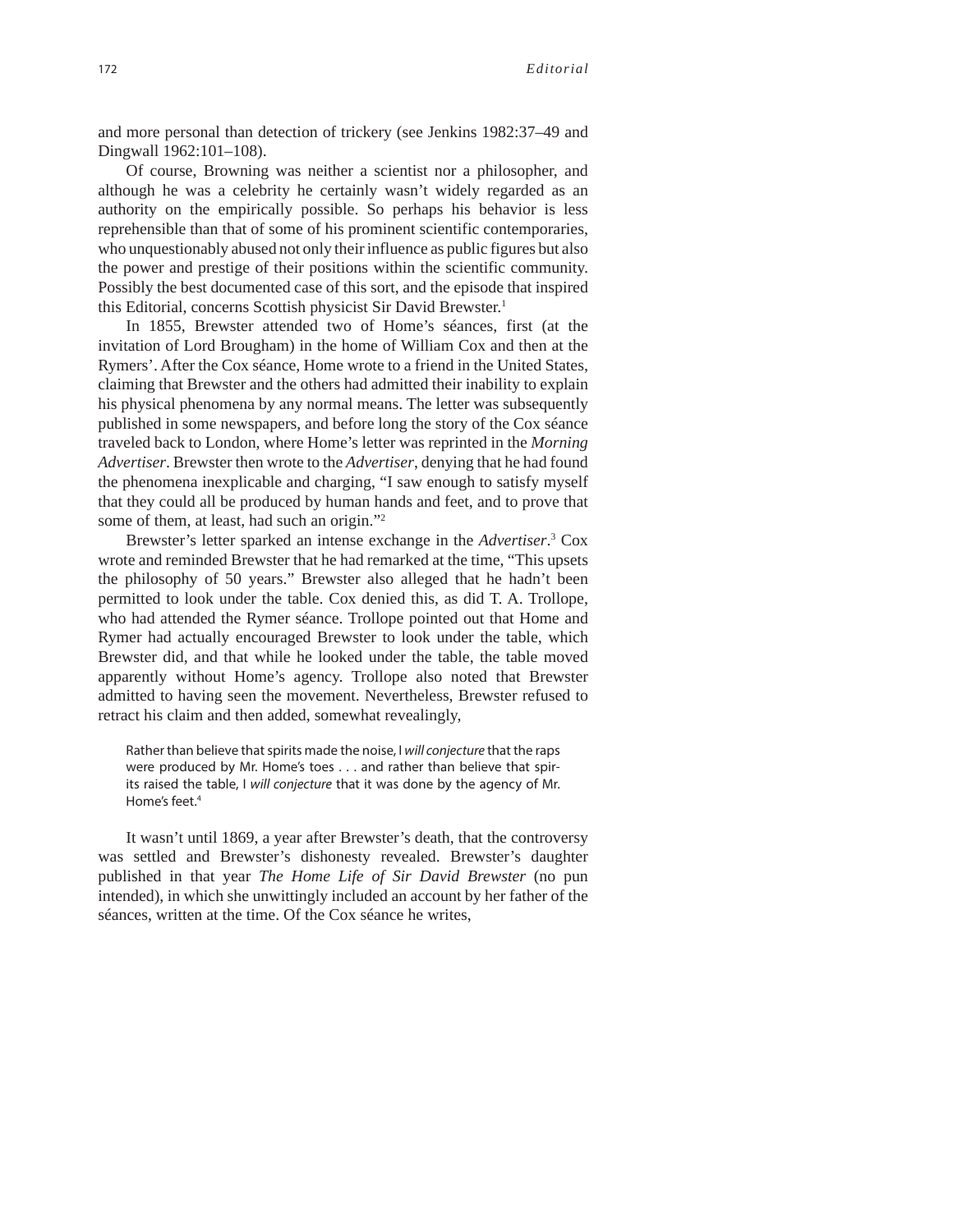and more personal than detection of trickery (see Jenkins 1982:37–49 and Dingwall 1962:101–108).

Of course, Browning was neither a scientist nor a philosopher, and although he was a celebrity he certainly wasn't widely regarded as an authority on the empirically possible. So perhaps his behavior is less reprehensible than that of some of his prominent scientific contemporaries, who unquestionably abused not only their influence as public figures but also the power and prestige of their positions within the scientific community. Possibly the best documented case of this sort, and the episode that inspired this Editorial, concerns Scottish physicist Sir David Brewster.[1]

In 1855, Brewster attended two of Home's séances, first (at the invitation of Lord Brougham) in the home of William Cox and then at the Rymers'. After the Cox séance, Home wrote to a friend in the United States, claiming that Brewster and the others had admitted their inability to explain his physical phenomena by any normal means. The letter was subsequently published in some newspapers, and before long the story of the Cox séance traveled back to London, where Home's letter was reprinted in the *Morning Advertiser*. Brewster then wrote to the *Advertiser*, denying that he had found the phenomena inexplicable and charging, "I saw enough to satisfy myself that they could all be produced by human hands and feet, and to prove that some of them, at least, had such an origin."[2]

Brewster's letter sparked an intense exchange in the *Advertiser*.[3] Cox wrote and reminded Brewster that he had remarked at the time, "This upsets the philosophy of 50 years." Brewster also alleged that he hadn't been permitted to look under the table. Cox denied this, as did T. A. Trollope, who had attended the Rymer séance. Trollope pointed out that Home and Rymer had actually encouraged Brewster to look under the table, which Brewster did, and that while he looked under the table, the table moved apparently without Home's agency. Trollope also noted that Brewster admitted to having seen the movement. Nevertheless, Brewster refused to retract his claim and then added, somewhat revealingly,

> Rather than believe that spirits made the noise, I *will conjecture* that the raps were produced by Mr. Home's toes . . . and rather than believe that spirits raised the table, I *will conjecture* that it was done by the agency of Mr. Home's feet.[4]

It wasn't until 1869, a year after Brewster's death, that the controversy was settled and Brewster's dishonesty revealed. Brewster's daughter published in that year *The Home Life of Sir David Brewster* (no pun intended), in which she unwittingly included an account by her father of the séances, written at the time. Of the Cox séance he writes,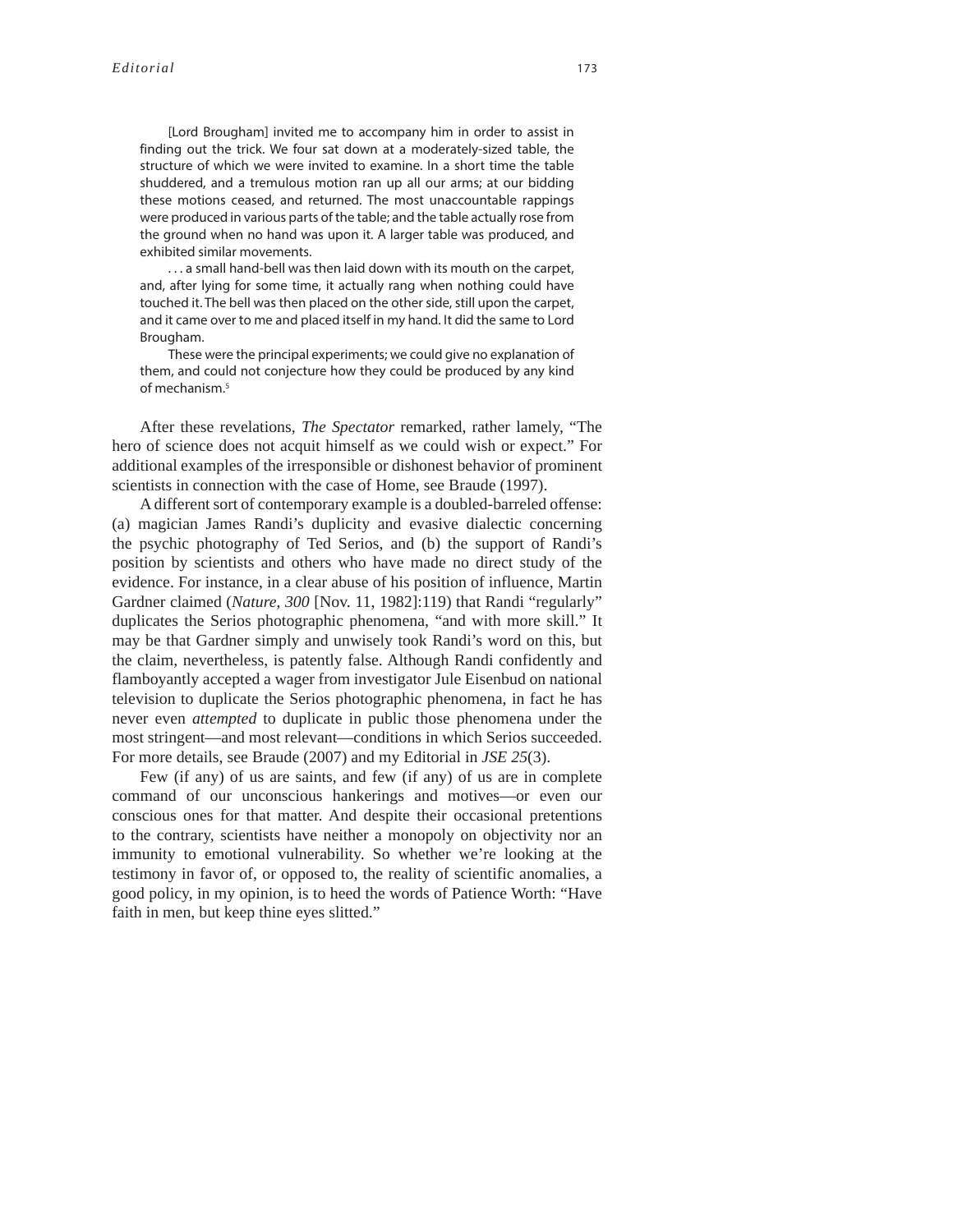> [Lord Brougham] invited me to accompany him in order to assist in finding out the trick. We four sat down at a moderately-sized table, the structure of which we were invited to examine. In a short time the table shuddered, and a tremulous motion ran up all our arms; at our bidding these motions ceased, and returned. The most unaccountable rappings were produced in various parts of the table; and the table actually rose from the ground when no hand was upon it. A larger table was produced, and exhibited similar movements.
>
> . . . a small hand-bell was then laid down with its mouth on the carpet, and, after lying for some time, it actually rang when nothing could have touched it. The bell was then placed on the other side, still upon the carpet, and it came over to me and placed itself in my hand. It did the same to Lord Brougham.
>
> These were the principal experiments; we could give no explanation of them, and could not conjecture how they could be produced by any kind of mechanism.[5]

After these revelations, *The Spectator* remarked, rather lamely, "The hero of science does not acquit himself as we could wish or expect." For additional examples of the irresponsible or dishonest behavior of prominent scientists in connection with the case of Home, see Braude (1997).

A different sort of contemporary example is a doubled-barreled offense: (a) magician James Randi's duplicity and evasive dialectic concerning the psychic photography of Ted Serios, and (b) the support of Randi's position by scientists and others who have made no direct study of the evidence. For instance, in a clear abuse of his position of influence, Martin Gardner claimed (*Nature*, *300* [Nov. 11, 1982]:119) that Randi "regularly" duplicates the Serios photographic phenomena, "and with more skill." It may be that Gardner simply and unwisely took Randi's word on this, but the claim, nevertheless, is patently false. Although Randi confidently and flamboyantly accepted a wager from investigator Jule Eisenbud on national television to duplicate the Serios photographic phenomena, in fact he has never even *attempted* to duplicate in public those phenomena under the most stringent—and most relevant—conditions in which Serios succeeded. For more details, see Braude (2007) and my Editorial in *JSE 25*(3).

Few (if any) of us are saints, and few (if any) of us are in complete command of our unconscious hankerings and motives—or even our conscious ones for that matter. And despite their occasional pretentions to the contrary, scientists have neither a monopoly on objectivity nor an immunity to emotional vulnerability. So whether we're looking at the testimony in favor of, or opposed to, the reality of scientific anomalies, a good policy, in my opinion, is to heed the words of Patience Worth: "Have faith in men, but keep thine eyes slitted."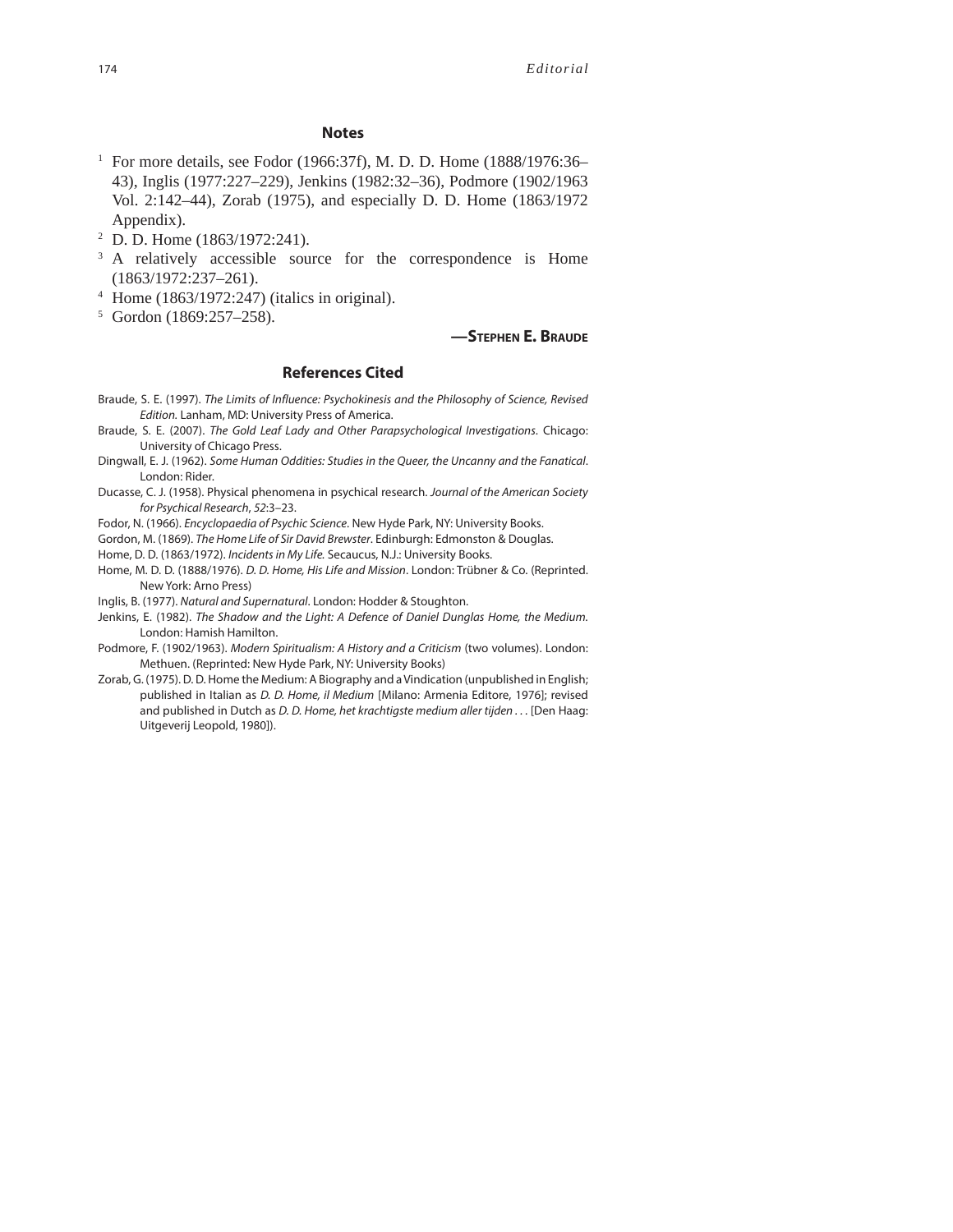## Notes

[1] For more details, see Fodor (1966:37f), M. D. D. Home (1888/1976:36–43), Inglis (1977:227–229), Jenkins (1982:32–36), Podmore (1902/1963 Vol. 2:142–44), Zorab (1975), and especially D. D. Home (1863/1972 Appendix).

[2] D. D. Home (1863/1972:241).

[3] A relatively accessible source for the correspondence is Home (1863/1972:237–261).

[4] Home (1863/1972:247) (italics in original).

[5] Gordon (1869:257–258).

—**Stephen E. Braude**

## References Cited

Braude, S. E. (1997). *The Limits of Influence: Psychokinesis and the Philosophy of Science, Revised Edition.* Lanham, MD: University Press of America.

Braude, S. E. (2007). *The Gold Leaf Lady and Other Parapsychological Investigations*. Chicago: University of Chicago Press.

Dingwall, E. J. (1962). *Some Human Oddities: Studies in the Queer, the Uncanny and the Fanatical*. London: Rider.

Ducasse, C. J. (1958). Physical phenomena in psychical research. *Journal of the American Society for Psychical Research*, *52*:3–23.

Fodor, N. (1966). *Encyclopaedia of Psychic Science*. New Hyde Park, NY: University Books.

Gordon, M. (1869). *The Home Life of Sir David Brewster*. Edinburgh: Edmonston & Douglas.

Home, D. D. (1863/1972). *Incidents in My Life.* Secaucus, N.J.: University Books.

Home, M. D. D. (1888/1976). *D. D. Home, His Life and Mission*. London: Trübner & Co. (Reprinted. New York: Arno Press)

Inglis, B. (1977). *Natural and Supernatural*. London: Hodder & Stoughton.

Jenkins, E. (1982). *The Shadow and the Light: A Defence of Daniel Dunglas Home, the Medium.* London: Hamish Hamilton.

Podmore, F. (1902/1963). *Modern Spiritualism: A History and a Criticism* (two volumes). London: Methuen. (Reprinted: New Hyde Park, NY: University Books)

Zorab, G. (1975). D. D. Home the Medium: A Biography and a Vindication (unpublished in English; published in Italian as *D. D. Home, il Medium* [Milano: Armenia Editore, 1976]; revised and published in Dutch as *D. D. Home, het krachtigste medium aller tijden* . . . [Den Haag: Uitgeverij Leopold, 1980]).